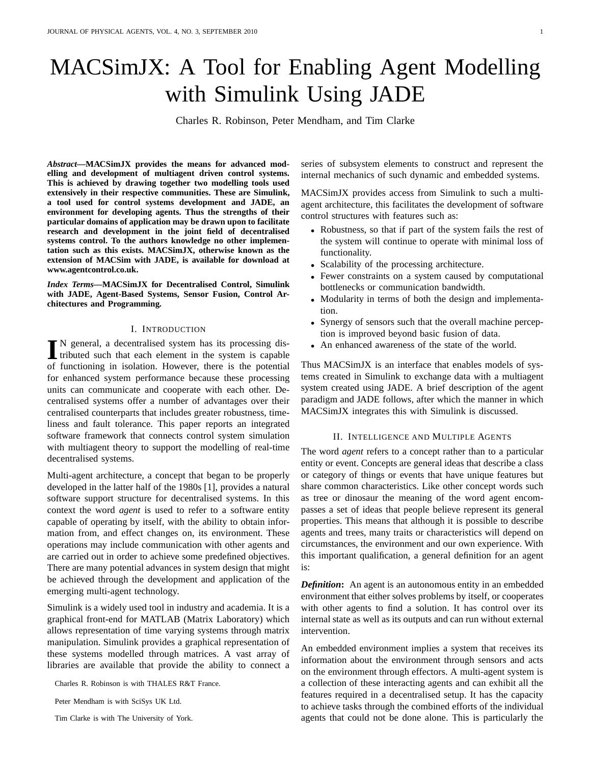# MACSimJX: A Tool for Enabling Agent Modelling with Simulink Using JADE

Charles R. Robinson, Peter Mendham, and Tim Clarke

***Abstract*—MACSimJX provides the means for advanced modelling and development of multiagent driven control systems. This is achieved by drawing together two modelling tools used extensively in their respective communities. These are Simulink, a tool used for control systems development and JADE, an environment for developing agents. Thus the strengths of their particular domains of application may be drawn upon to facilitate research and development in the joint field of decentralised systems control. To the authors knowledge no other implementation such as this exists. MACSimJX, otherwise known as the extension of MACSim with JADE, is available for download at www.agentcontrol.co.uk.**

***Index Terms*—MACSimJX for Decentralised Control, Simulink with JADE, Agent-Based Systems, Sensor Fusion, Control Architectures and Programming.**

## I. Introduction

In general, a decentralised system has its processing distributed such that each element in the system is capable of functioning in isolation. However, there is the potential for enhanced system performance because these processing units can communicate and cooperate with each other. Decentralised systems offer a number of advantages over their centralised counterparts that includes greater robustness, timeliness and fault tolerance. This paper reports an integrated software framework that connects control system simulation with multiagent theory to support the modelling of real-time decentralised systems.

Multi-agent architecture, a concept that began to be properly developed in the latter half of the 1980s [1], provides a natural software support structure for decentralised systems. In this context the word *agent* is used to refer to a software entity capable of operating by itself, with the ability to obtain information from, and effect changes on, its environment. These operations may include communication with other agents and are carried out in order to achieve some predefined objectives. There are many potential advances in system design that might be achieved through the development and application of the emerging multi-agent technology.

Simulink is a widely used tool in industry and academia. It is a graphical front-end for MATLAB (Matrix Laboratory) which allows representation of time varying systems through matrix manipulation. Simulink provides a graphical representation of these systems modelled through matrices. A vast array of libraries are available that provide the ability to connect a series of subsystem elements to construct and represent the internal mechanics of such dynamic and embedded systems.

Charles R. Robinson is with THALES R&T France.

Peter Mendham is with SciSys UK Ltd.

Tim Clarke is with The University of York.

MACSimJX provides access from Simulink to such a multi-agent architecture, this facilitates the development of software control structures with features such as:

- Robustness, so that if part of the system fails the rest of the system will continue to operate with minimal loss of functionality.
- Scalability of the processing architecture.
- Fewer constraints on a system caused by computational bottlenecks or communication bandwidth.
- Modularity in terms of both the design and implementation.
- Synergy of sensors such that the overall machine perception is improved beyond basic fusion of data.
- An enhanced awareness of the state of the world.

Thus MACSimJX is an interface that enables models of systems created in Simulink to exchange data with a multiagent system created using JADE. A brief description of the agent paradigm and JADE follows, after which the manner in which MACSimJX integrates this with Simulink is discussed.

## II. Intelligence and Multiple Agents

The word *agent* refers to a concept rather than to a particular entity or event. Concepts are general ideas that describe a class or category of things or events that have unique features but share common characteristics. Like other concept words such as tree or dinosaur the meaning of the word agent encompasses a set of ideas that people believe represent its general properties. This means that although it is possible to describe agents and trees, many traits or characteristics will depend on circumstances, the environment and our own experience. With this important qualification, a general definition for an agent is:

***Definition*:** An agent is an autonomous entity in an embedded environment that either solves problems by itself, or cooperates with other agents to find a solution. It has control over its internal state as well as its outputs and can run without external intervention.

An embedded environment implies a system that receives its information about the environment through sensors and acts on the environment through effectors. A multi-agent system is a collection of these interacting agents and can exhibit all the features required in a decentralised setup. It has the capacity to achieve tasks through the combined efforts of the individual agents that could not be done alone. This is particularly the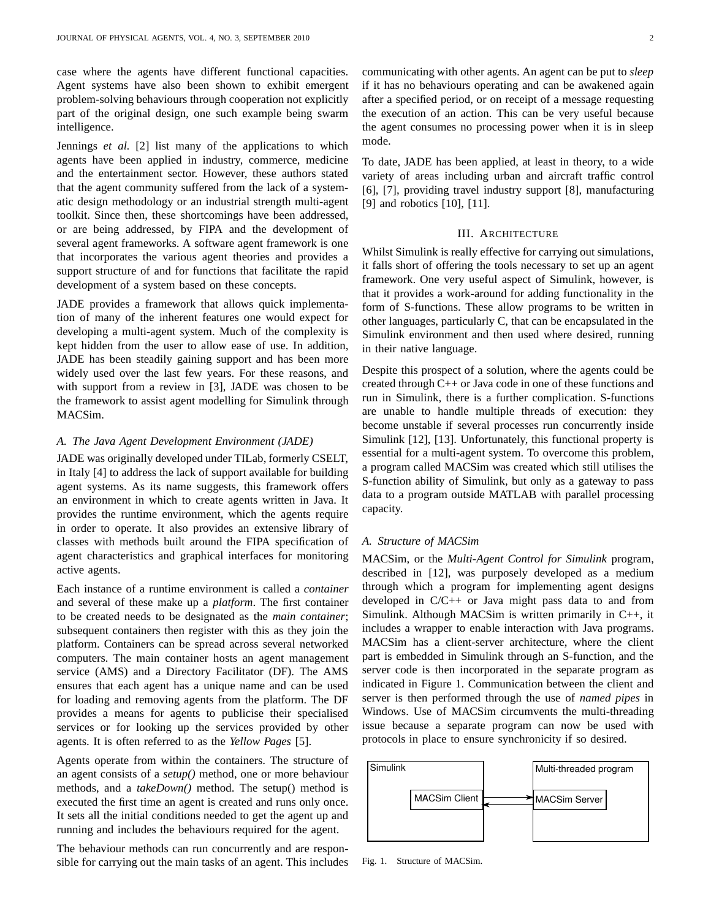case where the agents have different functional capacities. Agent systems have also been shown to exhibit emergent problem-solving behaviours through cooperation not explicitly part of the original design, one such example being swarm intelligence.

Jennings *et al.* [2] list many of the applications to which agents have been applied in industry, commerce, medicine and the entertainment sector. However, these authors stated that the agent community suffered from the lack of a systematic design methodology or an industrial strength multi-agent toolkit. Since then, these shortcomings have been addressed, or are being addressed, by FIPA and the development of several agent frameworks. A software agent framework is one that incorporates the various agent theories and provides a support structure of and for functions that facilitate the rapid development of a system based on these concepts.

JADE provides a framework that allows quick implementation of many of the inherent features one would expect for developing a multi-agent system. Much of the complexity is kept hidden from the user to allow ease of use. In addition, JADE has been steadily gaining support and has been more widely used over the last few years. For these reasons, and with support from a review in [3], JADE was chosen to be the framework to assist agent modelling for Simulink through MACSim.

### A. The Java Agent Development Environment (JADE)

JADE was originally developed under TILab, formerly CSELT, in Italy [4] to address the lack of support available for building agent systems. As its name suggests, this framework offers an environment in which to create agents written in Java. It provides the runtime environment, which the agents require in order to operate. It also provides an extensive library of classes with methods built around the FIPA specification of agent characteristics and graphical interfaces for monitoring active agents.

Each instance of a runtime environment is called a *container* and several of these make up a *platform*. The first container to be created needs to be designated as the *main container*; subsequent containers then register with this as they join the platform. Containers can be spread across several networked computers. The main container hosts an agent management service (AMS) and a Directory Facilitator (DF). The AMS ensures that each agent has a unique name and can be used for loading and removing agents from the platform. The DF provides a means for agents to publicise their specialised services or for looking up the services provided by other agents. It is often referred to as the *Yellow Pages* [5].

Agents operate from within the containers. The structure of an agent consists of a *setup()* method, one or more behaviour methods, and a *takeDown()* method. The setup() method is executed the first time an agent is created and runs only once. It sets all the initial conditions needed to get the agent up and running and includes the behaviours required for the agent.

The behaviour methods can run concurrently and are responsible for carrying out the main tasks of an agent. This includes communicating with other agents. An agent can be put to *sleep* if it has no behaviours operating and can be awakened again after a specified period, or on receipt of a message requesting the execution of an action. This can be very useful because the agent consumes no processing power when it is in sleep mode.

To date, JADE has been applied, at least in theory, to a wide variety of areas including urban and aircraft traffic control [6], [7], providing travel industry support [8], manufacturing [9] and robotics [10], [11].

## III. Architecture

Whilst Simulink is really effective for carrying out simulations, it falls short of offering the tools necessary to set up an agent framework. One very useful aspect of Simulink, however, is that it provides a work-around for adding functionality in the form of S-functions. These allow programs to be written in other languages, particularly C, that can be encapsulated in the Simulink environment and then used where desired, running in their native language.

Despite this prospect of a solution, where the agents could be created through C++ or Java code in one of these functions and run in Simulink, there is a further complication. S-functions are unable to handle multiple threads of execution: they become unstable if several processes run concurrently inside Simulink [12], [13]. Unfortunately, this functional property is essential for a multi-agent system. To overcome this problem, a program called MACSim was created which still utilises the S-function ability of Simulink, but only as a gateway to pass data to a program outside MATLAB with parallel processing capacity.

### A. Structure of MACSim

MACSim, or the *Multi-Agent Control for Simulink* program, described in [12], was purposely developed as a medium through which a program for implementing agent designs developed in C/C++ or Java might pass data to and from Simulink. Although MACSim is written primarily in C++, it includes a wrapper to enable interaction with Java programs. MACSim has a client-server architecture, where the client part is embedded in Simulink through an S-function, and the server code is then incorporated in the separate program as indicated in Figure 1. Communication between the client and server is then performed through the use of *named pipes* in Windows. Use of MACSim circumvents the multi-threading issue because a separate program can now be used with protocols in place to ensure synchronicity if so desired.

Fig. 1. Structure of MACSim.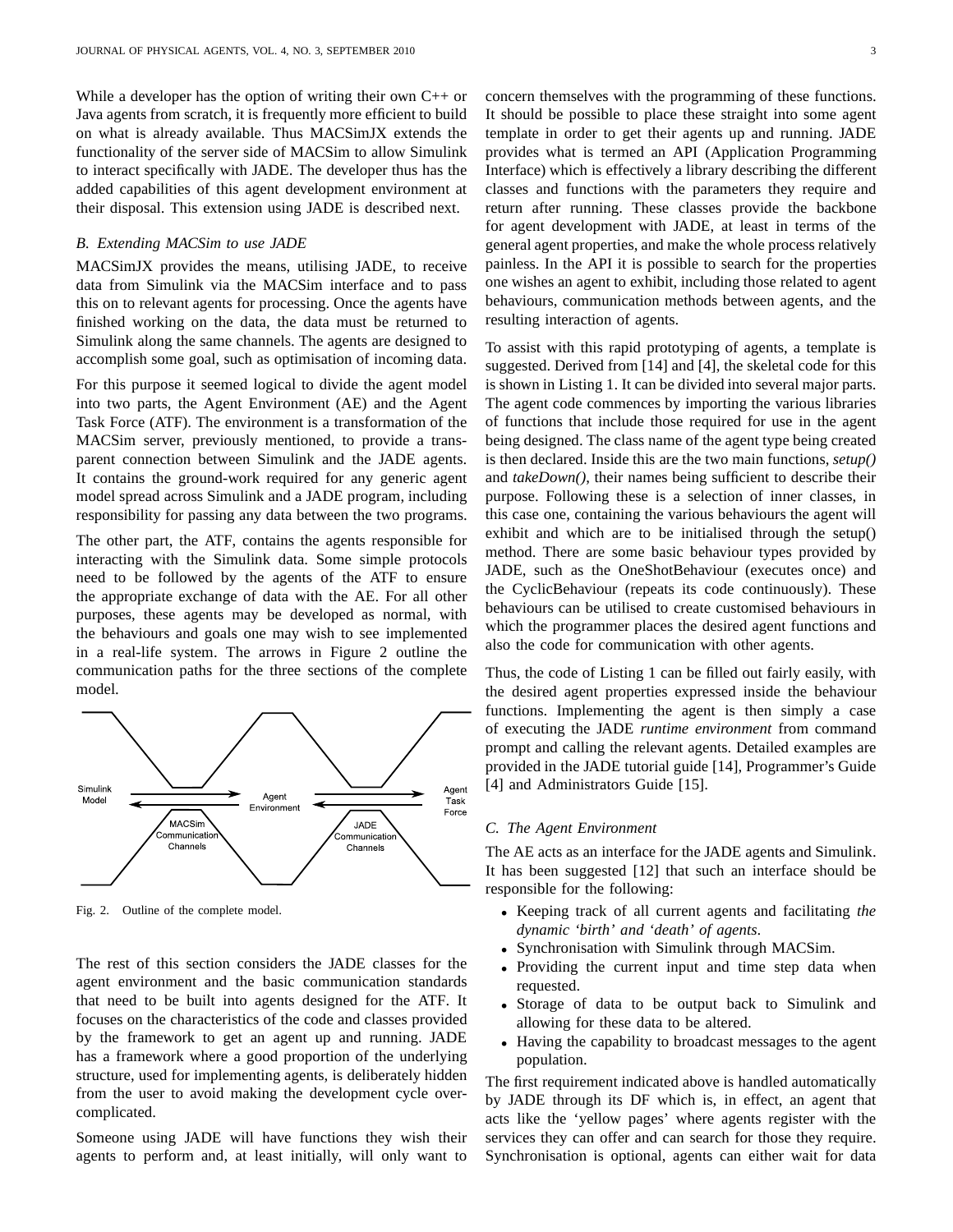While a developer has the option of writing their own C++ or Java agents from scratch, it is frequently more efficient to build on what is already available. Thus MACSimJX extends the functionality of the server side of MACSim to allow Simulink to interact specifically with JADE. The developer thus has the added capabilities of this agent development environment at their disposal. This extension using JADE is described next.

### *B. Extending MACSim to use JADE*

MACSimJX provides the means, utilising JADE, to receive data from Simulink via the MACSim interface and to pass this on to relevant agents for processing. Once the agents have finished working on the data, the data must be returned to Simulink along the same channels. The agents are designed to accomplish some goal, such as optimisation of incoming data.

For this purpose it seemed logical to divide the agent model into two parts, the Agent Environment (AE) and the Agent Task Force (ATF). The environment is a transformation of the MACSim server, previously mentioned, to provide a transparent connection between Simulink and the JADE agents. It contains the ground-work required for any generic agent model spread across Simulink and a JADE program, including responsibility for passing any data between the two programs.

The other part, the ATF, contains the agents responsible for interacting with the Simulink data. Some simple protocols need to be followed by the agents of the ATF to ensure the appropriate exchange of data with the AE. For all other purposes, these agents may be developed as normal, with the behaviours and goals one may wish to see implemented in a real-life system. The arrows in Figure 2 outline the communication paths for the three sections of the complete model.

Simulink Model — MACSim Communication Channels — Agent Environment — JADE Communication Channels — Agent Task Force

Fig. 2. Outline of the complete model.

The rest of this section considers the JADE classes for the agent environment and the basic communication standards that need to be built into agents designed for the ATF. It focuses on the characteristics of the code and classes provided by the framework to get an agent up and running. JADE has a framework where a good proportion of the underlying structure, used for implementing agents, is deliberately hidden from the user to avoid making the development cycle over-complicated.

Someone using JADE will have functions they wish their agents to perform and, at least initially, will only want to concern themselves with the programming of these functions. It should be possible to place these straight into some agent template in order to get their agents up and running. JADE provides what is termed an API (Application Programming Interface) which is effectively a library describing the different classes and functions with the parameters they require and return after running. These classes provide the backbone for agent development with JADE, at least in terms of the general agent properties, and make the whole process relatively painless. In the API it is possible to search for the properties one wishes an agent to exhibit, including those related to agent behaviours, communication methods between agents, and the resulting interaction of agents.

To assist with this rapid prototyping of agents, a template is suggested. Derived from [14] and [4], the skeletal code for this is shown in Listing 1. It can be divided into several major parts. The agent code commences by importing the various libraries of functions that include those required for use in the agent being designed. The class name of the agent type being created is then declared. Inside this are the two main functions, *setup()* and *takeDown()*, their names being sufficient to describe their purpose. Following these is a selection of inner classes, in this case one, containing the various behaviours the agent will exhibit and which are to be initialised through the setup() method. There are some basic behaviour types provided by JADE, such as the OneShotBehaviour (executes once) and the CyclicBehaviour (repeats its code continuously). These behaviours can be utilised to create customised behaviours in which the programmer places the desired agent functions and also the code for communication with other agents.

Thus, the code of Listing 1 can be filled out fairly easily, with the desired agent properties expressed inside the behaviour functions. Implementing the agent is then simply a case of executing the JADE *runtime environment* from command prompt and calling the relevant agents. Detailed examples are provided in the JADE tutorial guide [14], Programmer's Guide [4] and Administrators Guide [15].

### *C. The Agent Environment*

The AE acts as an interface for the JADE agents and Simulink. It has been suggested [12] that such an interface should be responsible for the following:

- Keeping track of all current agents and facilitating *the dynamic 'birth' and 'death' of agents*.
- Synchronisation with Simulink through MACSim.
- Providing the current input and time step data when requested.
- Storage of data to be output back to Simulink and allowing for these data to be altered.
- Having the capability to broadcast messages to the agent population.

The first requirement indicated above is handled automatically by JADE through its DF which is, in effect, an agent that acts like the 'yellow pages' where agents register with the services they can offer and can search for those they require. Synchronisation is optional, agents can either wait for data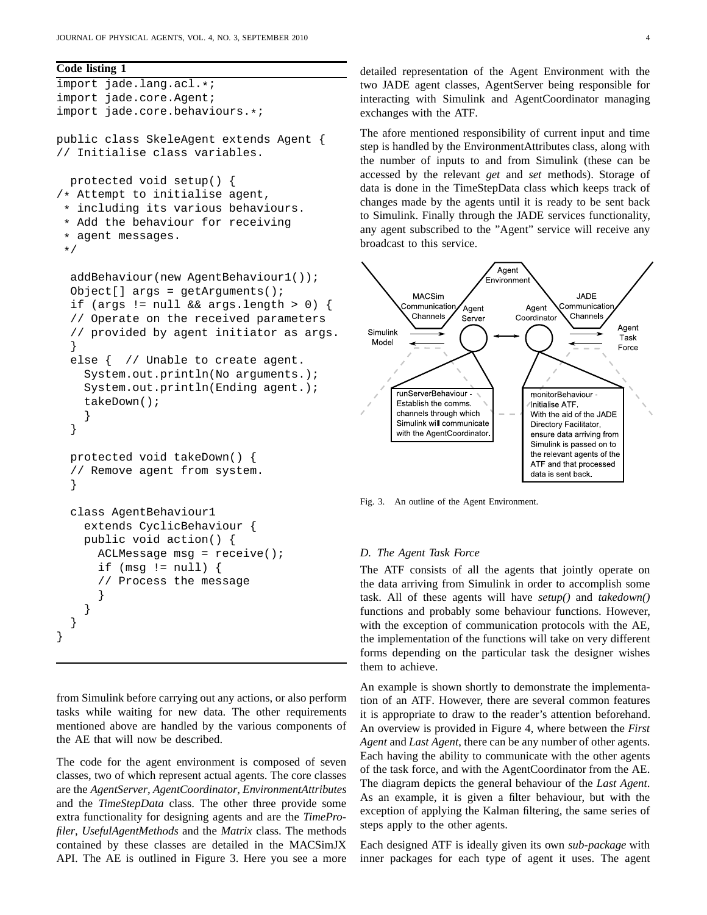**Code listing 1**

```
import jade.lang.acl.*;
import jade.core.Agent;
import jade.core.behaviours.*;

public class SkeleAgent extends Agent {
// Initialise class variables.

  protected void setup() {
/* Attempt to initialise agent,
 * including its various behaviours.
 * Add the behaviour for receiving
 * agent messages.
 */

  addBehaviour(new AgentBehaviour1());
  Object[] args = getArguments();
  if (args != null && args.length > 0) {
  // Operate on the received parameters
  // provided by agent initiator as args.
  }
  else {  // Unable to create agent.
    System.out.println(No arguments.);
    System.out.println(Ending agent.);
    takeDown();
    }
  }

  protected void takeDown() {
  // Remove agent from system.
  }

  class AgentBehaviour1
    extends CyclicBehaviour {
    public void action() {
      ACLMessage msg = receive();
      if (msg != null) {
      // Process the message
      }
    }
  }
}
```

from Simulink before carrying out any actions, or also perform tasks while waiting for new data. The other requirements mentioned above are handled by the various components of the AE that will now be described.

The code for the agent environment is composed of seven classes, two of which represent actual agents. The core classes are the *AgentServer*, *AgentCoordinator*, *EnvironmentAttributes* and the *TimeStepData* class. The other three provide some extra functionality for designing agents and are the *TimeProfiler*, *UsefulAgentMethods* and the *Matrix* class. The methods contained by these classes are detailed in the MACSimJX API. The AE is outlined in Figure 3. Here you see a more detailed representation of the Agent Environment with the two JADE agent classes, AgentServer being responsible for interacting with Simulink and AgentCoordinator managing exchanges with the ATF.

The afore mentioned responsibility of current input and time step is handled by the EnvironmentAttributes class, along with the number of inputs to and from Simulink (these can be accessed by the relevant *get* and *set* methods). Storage of data is done in the TimeStepData class which keeps track of changes made by the agents until it is ready to be sent back to Simulink. Finally through the JADE services functionality, any agent subscribed to the "Agent" service will receive any broadcast to this service.

Fig. 3. An outline of the Agent Environment.

## D. The Agent Task Force

The ATF consists of all the agents that jointly operate on the data arriving from Simulink in order to accomplish some task. All of these agents will have *setup()* and *takedown()* functions and probably some behaviour functions. However, with the exception of communication protocols with the AE, the implementation of the functions will take on very different forms depending on the particular task the designer wishes them to achieve.

An example is shown shortly to demonstrate the implementation of an ATF. However, there are several common features it is appropriate to draw to the reader's attention beforehand. An overview is provided in Figure 4, where between the *First Agent* and *Last Agent*, there can be any number of other agents. Each having the ability to communicate with the other agents of the task force, and with the AgentCoordinator from the AE. The diagram depicts the general behaviour of the *Last Agent*. As an example, it is given a filter behaviour, but with the exception of applying the Kalman filtering, the same series of steps apply to the other agents.

Each designed ATF is ideally given its own *sub-package* with inner packages for each type of agent it uses. The agent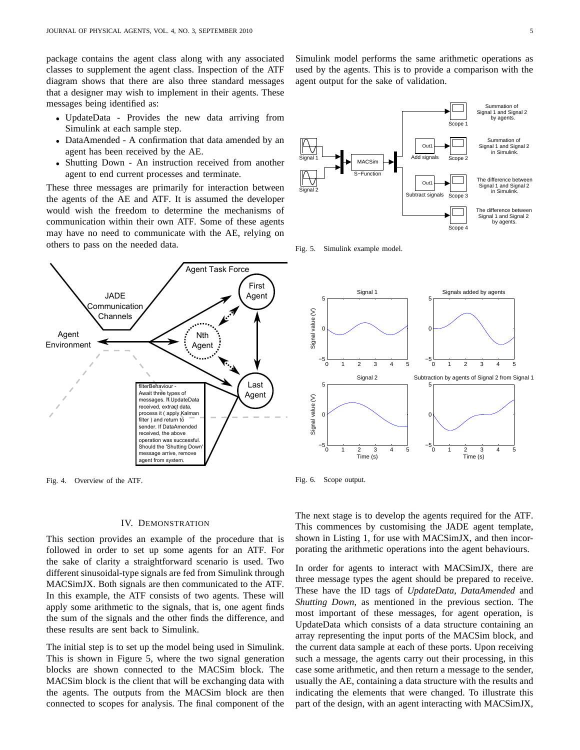package contains the agent class along with any associated classes to supplement the agent class. Inspection of the ATF diagram shows that there are also three standard messages that a designer may wish to implement in their agents. These messages being identified as:

- UpdateData - Provides the new data arriving from Simulink at each sample step.
- DataAmended - A confirmation that data amended by an agent has been received by the AE.
- Shutting Down - An instruction received from another agent to end current processes and terminate.

These three messages are primarily for interaction between the agents of the AE and ATF. It is assumed the developer would wish the freedom to determine the mechanisms of communication within their own ATF. Some of these agents may have no need to communicate with the AE, relying on others to pass on the needed data.

Fig. 4. Overview of the ATF.

Simulink model performs the same arithmetic operations as used by the agents. This is to provide a comparison with the agent output for the sake of validation.

Fig. 5. Simulink example model.

Fig. 6. Scope output.

## IV. Demonstration

This section provides an example of the procedure that is followed in order to set up some agents for an ATF. For the sake of clarity a straightforward scenario is used. Two different sinusoidal-type signals are fed from Simulink through MACSimJX. Both signals are then communicated to the ATF. In this example, the ATF consists of two agents. These will apply some arithmetic to the signals, that is, one agent finds the sum of the signals and the other finds the difference, and these results are sent back to Simulink.

The initial step is to set up the model being used in Simulink. This is shown in Figure 5, where the two signal generation blocks are shown connected to the MACSim block. The MACSim block is the client that will be exchanging data with the agents. The outputs from the MACSim block are then connected to scopes for analysis. The final component of the Simulink model performs the same arithmetic operations as used by the agents. This is to provide a comparison with the agent output for the sake of validation.

The next stage is to develop the agents required for the ATF. This commences by customising the JADE agent template, shown in Listing 1, for use with MACSimJX, and then incorporating the arithmetic operations into the agent behaviours.

In order for agents to interact with MACSimJX, there are three message types the agent should be prepared to receive. These have the ID tags of *UpdateData*, *DataAmended* and *Shutting Down*, as mentioned in the previous section. The most important of these messages, for agent operation, is UpdateData which consists of a data structure containing an array representing the input ports of the MACSim block, and the current data sample at each of these ports. Upon receiving such a message, the agents carry out their processing, in this case some arithmetic, and then return a message to the sender, usually the AE, containing a data structure with the results and indicating the elements that were changed. To illustrate this part of the design, with an agent interacting with MACSimJX,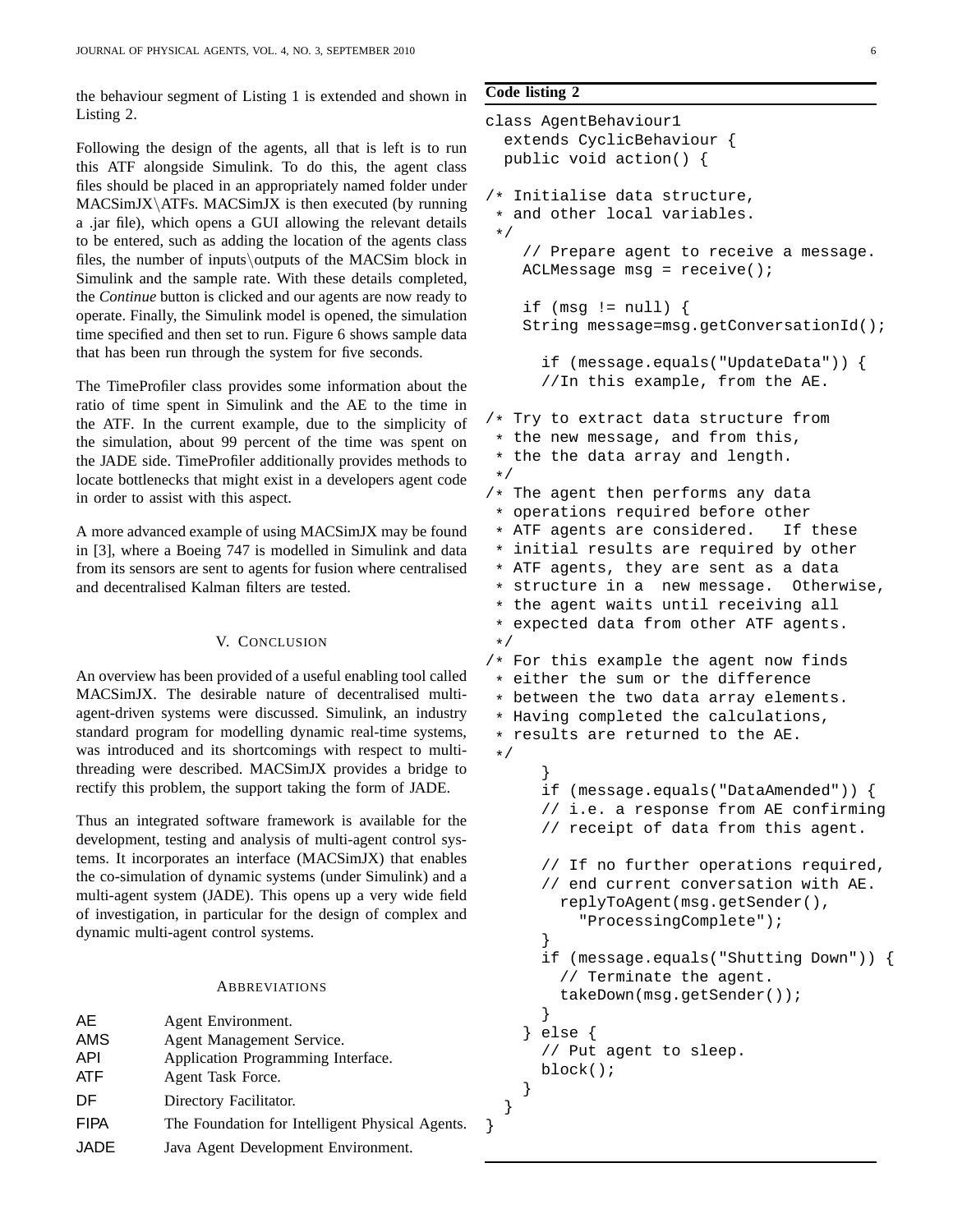the behaviour segment of Listing 1 is extended and shown in Listing 2.

Following the design of the agents, all that is left is to run this ATF alongside Simulink. To do this, the agent class files should be placed in an appropriately named folder under MACSimJX\ATFs. MACSimJX is then executed (by running a .jar file), which opens a GUI allowing the relevant details to be entered, such as adding the location of the agents class files, the number of inputs\outputs of the MACSim block in Simulink and the sample rate. With these details completed, the *Continue* button is clicked and our agents are now ready to operate. Finally, the Simulink model is opened, the simulation time specified and then set to run. Figure 6 shows sample data that has been run through the system for five seconds.

The TimeProfiler class provides some information about the ratio of time spent in Simulink and the AE to the time in the ATF. In the current example, due to the simplicity of the simulation, about 99 percent of the time was spent on the JADE side. TimeProfiler additionally provides methods to locate bottlenecks that might exist in a developers agent code in order to assist with this aspect.

A more advanced example of using MACSimJX may be found in [3], where a Boeing 747 is modelled in Simulink and data from its sensors are sent to agents for fusion where centralised and decentralised Kalman filters are tested.

## V. Conclusion

An overview has been provided of a useful enabling tool called MACSimJX. The desirable nature of decentralised multi-agent-driven systems were discussed. Simulink, an industry standard program for modelling dynamic real-time systems, was introduced and its shortcomings with respect to multi-threading were described. MACSimJX provides a bridge to rectify this problem, the support taking the form of JADE.

Thus an integrated software framework is available for the development, testing and analysis of multi-agent control systems. It incorporates an interface (MACSimJX) that enables the co-simulation of dynamic systems (under Simulink) and a multi-agent system (JADE). This opens up a very wide field of investigation, in particular for the design of complex and dynamic multi-agent control systems.

## Abbreviations

| | |
|---|---|
| AE | Agent Environment. |
| AMS | Agent Management Service. |
| API | Application Programming Interface. |
| ATF | Agent Task Force. |
| DF | Directory Facilitator. |
| FIPA | The Foundation for Intelligent Physical Agents. |
| JADE | Java Agent Development Environment. |

**Code listing 2**

```
class AgentBehaviour1
  extends CyclicBehaviour {
  public void action() {

/* Initialise data structure,
 * and other local variables.
 */
    // Prepare agent to receive a message.
    ACLMessage msg = receive();

    if (msg != null) {
    String message=msg.getConversationId();

      if (message.equals("UpdateData")) {
      //In this example, from the AE.

/* Try to extract data structure from
 * the new message, and from this,
 * the the data array and length.
 */
/* The agent then performs any data
 * operations required before other
 * ATF agents are considered.   If these
 * initial results are required by other
 * ATF agents, they are sent as a data
 * structure in a  new message.  Otherwise,
 * the agent waits until receiving all
 * expected data from other ATF agents.
 */
/* For this example the agent now finds
 * either the sum or the difference
 * between the two data array elements.
 * Having completed the calculations,
 * results are returned to the AE.
 */
      }
      if (message.equals("DataAmended")) {
      // i.e. a response from AE confirming
      // receipt of data from this agent.

      // If no further operations required,
      // end current conversation with AE.
        replyToAgent(msg.getSender(),
          "ProcessingComplete");
      }
      if (message.equals("Shutting Down")) {
        // Terminate the agent.
        takeDown(msg.getSender());
      }
    } else {
      // Put agent to sleep.
      block();
    }
  }
}
```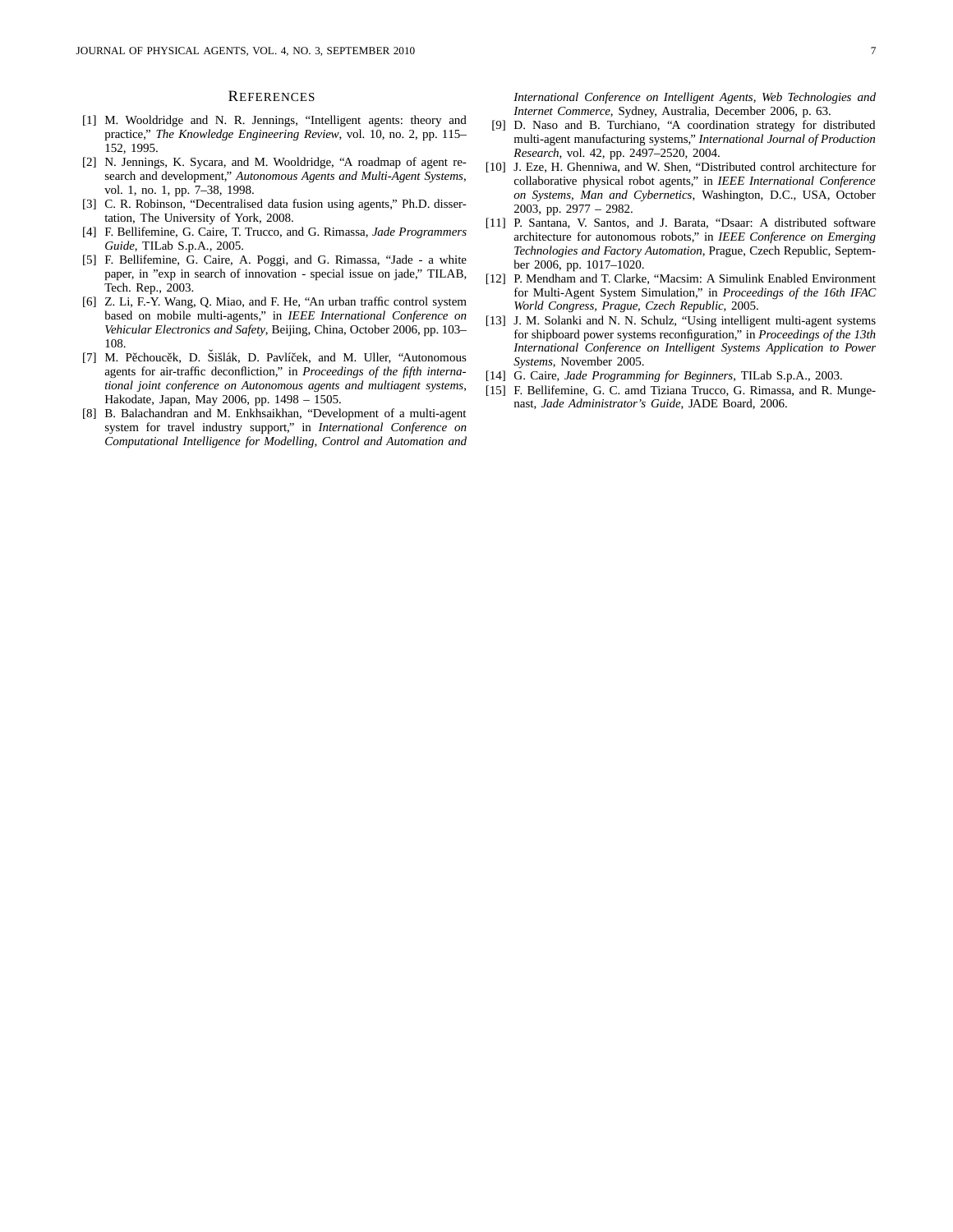## References

[1] M. Wooldridge and N. R. Jennings, "Intelligent agents: theory and practice," *The Knowledge Engineering Review*, vol. 10, no. 2, pp. 115–152, 1995.

[2] N. Jennings, K. Sycara, and M. Wooldridge, "A roadmap of agent research and development," *Autonomous Agents and Multi-Agent Systems*, vol. 1, no. 1, pp. 7–38, 1998.

[3] C. R. Robinson, "Decentralised data fusion using agents," Ph.D. dissertation, The University of York, 2008.

[4] F. Bellifemine, G. Caire, T. Trucco, and G. Rimassa, *Jade Programmers Guide*, TILab S.p.A., 2005.

[5] F. Bellifemine, G. Caire, A. Poggi, and G. Rimassa, "Jade - a white paper, in "exp in search of innovation - special issue on jade," TILAB, Tech. Rep., 2003.

[6] Z. Li, F.-Y. Wang, Q. Miao, and F. He, "An urban traffic control system based on mobile multi-agents," in *IEEE International Conference on Vehicular Electronics and Safety*, Beijing, China, October 2006, pp. 103–108.

[7] M. Pěchouček, D. Šišlák, D. Pavlíček, and M. Uller, "Autonomous agents for air-traffic deconfliction," in *Proceedings of the fifth international joint conference on Autonomous agents and multiagent systems*, Hakodate, Japan, May 2006, pp. 1498 – 1505.

[8] B. Balachandran and M. Enkhsaikhan, "Development of a multi-agent system for travel industry support," in *International Conference on Computational Intelligence for Modelling, Control and Automation and International Conference on Intelligent Agents, Web Technologies and Internet Commerce*, Sydney, Australia, December 2006, p. 63.

[9] D. Naso and B. Turchiano, "A coordination strategy for distributed multi-agent manufacturing systems," *International Journal of Production Research*, vol. 42, pp. 2497–2520, 2004.

[10] J. Eze, H. Ghenniwa, and W. Shen, "Distributed control architecture for collaborative physical robot agents," in *IEEE International Conference on Systems, Man and Cybernetics*, Washington, D.C., USA, October 2003, pp. 2977 – 2982.

[11] P. Santana, V. Santos, and J. Barata, "Dsaar: A distributed software architecture for autonomous robots," in *IEEE Conference on Emerging Technologies and Factory Automation*, Prague, Czech Republic, September 2006, pp. 1017–1020.

[12] P. Mendham and T. Clarke, "Macsim: A Simulink Enabled Environment for Multi-Agent System Simulation," in *Proceedings of the 16th IFAC World Congress, Prague, Czech Republic*, 2005.

[13] J. M. Solanki and N. N. Schulz, "Using intelligent multi-agent systems for shipboard power systems reconfiguration," in *Proceedings of the 13th International Conference on Intelligent Systems Application to Power Systems*, November 2005.

[14] G. Caire, *Jade Programming for Beginners*, TILab S.p.A., 2003.

[15] F. Bellifemine, G. C. amd Tiziana Trucco, G. Rimassa, and R. Mungenast, *Jade Administrator's Guide*, JADE Board, 2006.